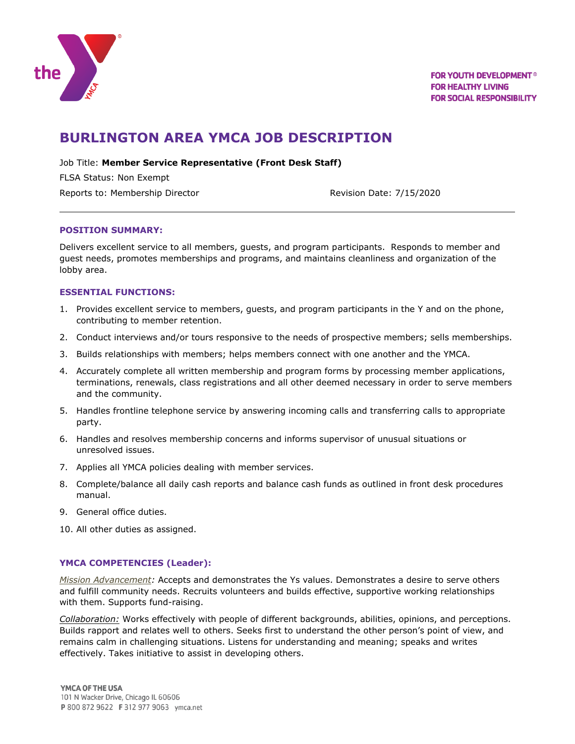FOR YOUTH DEVELOPMENT®
FOR HEALTHY LIVING
FOR SOCIAL RESPONSIBILITY

# BURLINGTON AREA YMCA JOB DESCRIPTION

Job Title: **Member Service Representative (Front Desk Staff)**

FLSA Status: Non Exempt

Reports to: Membership Director

Revision Date: 7/15/2020

---

## POSITION SUMMARY:

Delivers excellent service to all members, guests, and program participants. Responds to member and guest needs, promotes memberships and programs, and maintains cleanliness and organization of the lobby area.

## ESSENTIAL FUNCTIONS:

1. Provides excellent service to members, guests, and program participants in the Y and on the phone, contributing to member retention.
2. Conduct interviews and/or tours responsive to the needs of prospective members; sells memberships.
3. Builds relationships with members; helps members connect with one another and the YMCA.
4. Accurately complete all written membership and program forms by processing member applications, terminations, renewals, class registrations and all other deemed necessary in order to serve members and the community.
5. Handles frontline telephone service by answering incoming calls and transferring calls to appropriate party.
6. Handles and resolves membership concerns and informs supervisor of unusual situations or unresolved issues.
7. Applies all YMCA policies dealing with member services.
8. Complete/balance all daily cash reports and balance cash funds as outlined in front desk procedures manual.
9. General office duties.
10. All other duties as assigned.

## YMCA COMPETENCIES (Leader):

*Mission Advancement:* Accepts and demonstrates the Ys values. Demonstrates a desire to serve others and fulfill community needs. Recruits volunteers and builds effective, supportive working relationships with them. Supports fund-raising.

*Collaboration:* Works effectively with people of different backgrounds, abilities, opinions, and perceptions. Builds rapport and relates well to others. Seeks first to understand the other person's point of view, and remains calm in challenging situations. Listens for understanding and meaning; speaks and writes effectively. Takes initiative to assist in developing others.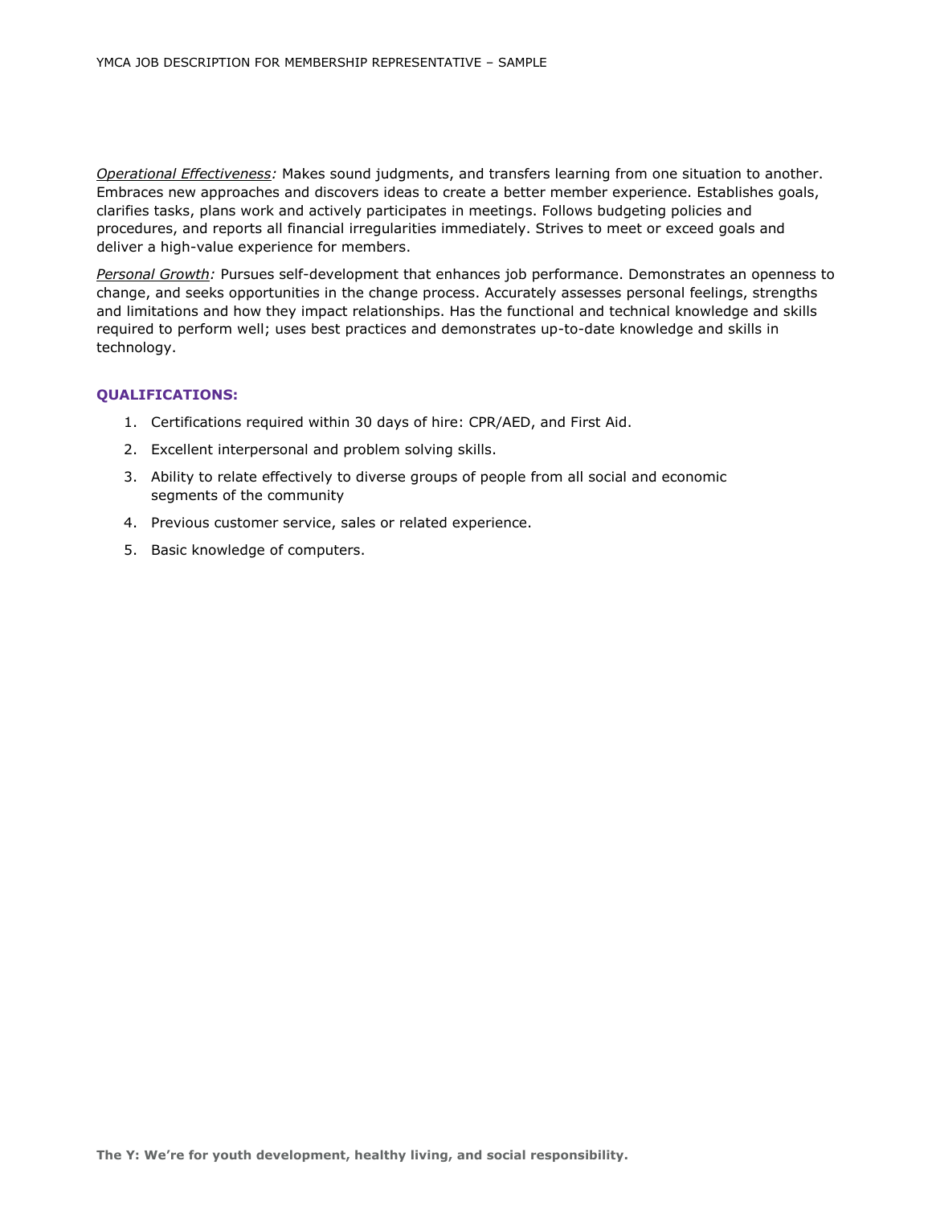*Operational Effectiveness:* Makes sound judgments, and transfers learning from one situation to another. Embraces new approaches and discovers ideas to create a better member experience. Establishes goals, clarifies tasks, plans work and actively participates in meetings. Follows budgeting policies and procedures, and reports all financial irregularities immediately. Strives to meet or exceed goals and deliver a high-value experience for members.

*Personal Growth:* Pursues self-development that enhances job performance. Demonstrates an openness to change, and seeks opportunities in the change process. Accurately assesses personal feelings, strengths and limitations and how they impact relationships. Has the functional and technical knowledge and skills required to perform well; uses best practices and demonstrates up-to-date knowledge and skills in technology.

**QUALIFICATIONS:**

1. Certifications required within 30 days of hire: CPR/AED, and First Aid.
2. Excellent interpersonal and problem solving skills.
3. Ability to relate effectively to diverse groups of people from all social and economic segments of the community
4. Previous customer service, sales or related experience.
5. Basic knowledge of computers.